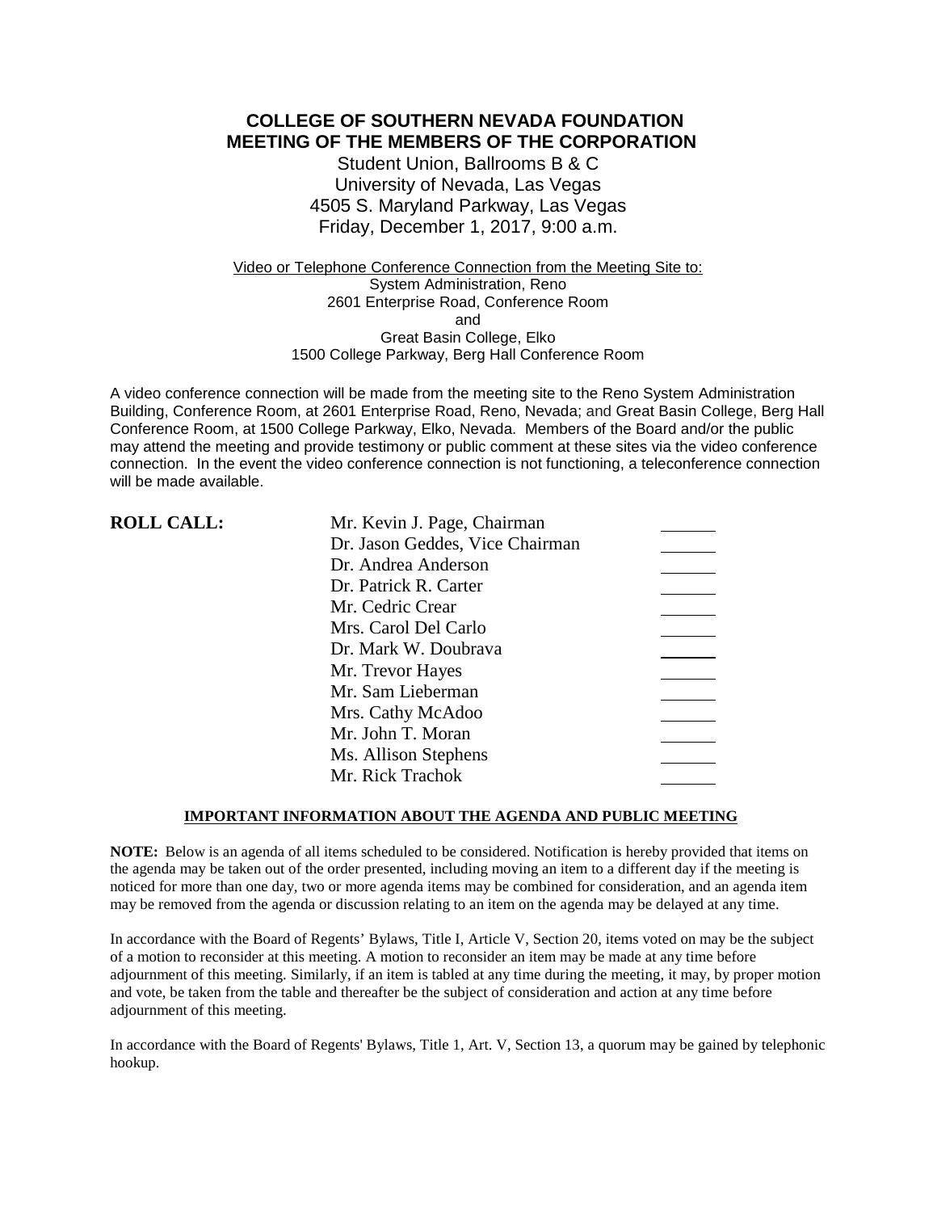# COLLEGE OF SOUTHERN NEVADA FOUNDATION
# MEETING OF THE MEMBERS OF THE CORPORATION

Student Union, Ballrooms B & C
University of Nevada, Las Vegas
4505 S. Maryland Parkway, Las Vegas
Friday, December 1, 2017, 9:00 a.m.

Video or Telephone Conference Connection from the Meeting Site to:
System Administration, Reno
2601 Enterprise Road, Conference Room
and
Great Basin College, Elko
1500 College Parkway, Berg Hall Conference Room

A video conference connection will be made from the meeting site to the Reno System Administration Building, Conference Room, at 2601 Enterprise Road, Reno, Nevada; and Great Basin College, Berg Hall Conference Room, at 1500 College Parkway, Elko, Nevada. Members of the Board and/or the public may attend the meeting and provide testimony or public comment at these sites via the video conference connection. In the event the video conference connection is not functioning, a teleconference connection will be made available.

**ROLL CALL:**

| | |
|---|---|
| Mr. Kevin J. Page, Chairman | ______ |
| Dr. Jason Geddes, Vice Chairman | ______ |
| Dr. Andrea Anderson | ______ |
| Dr. Patrick R. Carter | ______ |
| Mr. Cedric Crear | ______ |
| Mrs. Carol Del Carlo | ______ |
| Dr. Mark W. Doubrava | ______ |
| Mr. Trevor Hayes | ______ |
| Mr. Sam Lieberman | ______ |
| Mrs. Cathy McAdoo | ______ |
| Mr. John T. Moran | ______ |
| Ms. Allison Stephens | ______ |
| Mr. Rick Trachok | ______ |

**IMPORTANT INFORMATION ABOUT THE AGENDA AND PUBLIC MEETING**

**NOTE:** Below is an agenda of all items scheduled to be considered. Notification is hereby provided that items on the agenda may be taken out of the order presented, including moving an item to a different day if the meeting is noticed for more than one day, two or more agenda items may be combined for consideration, and an agenda item may be removed from the agenda or discussion relating to an item on the agenda may be delayed at any time.

In accordance with the Board of Regents' Bylaws, Title I, Article V, Section 20, items voted on may be the subject of a motion to reconsider at this meeting. A motion to reconsider an item may be made at any time before adjournment of this meeting. Similarly, if an item is tabled at any time during the meeting, it may, by proper motion and vote, be taken from the table and thereafter be the subject of consideration and action at any time before adjournment of this meeting.

In accordance with the Board of Regents' Bylaws, Title 1, Art. V, Section 13, a quorum may be gained by telephonic hookup.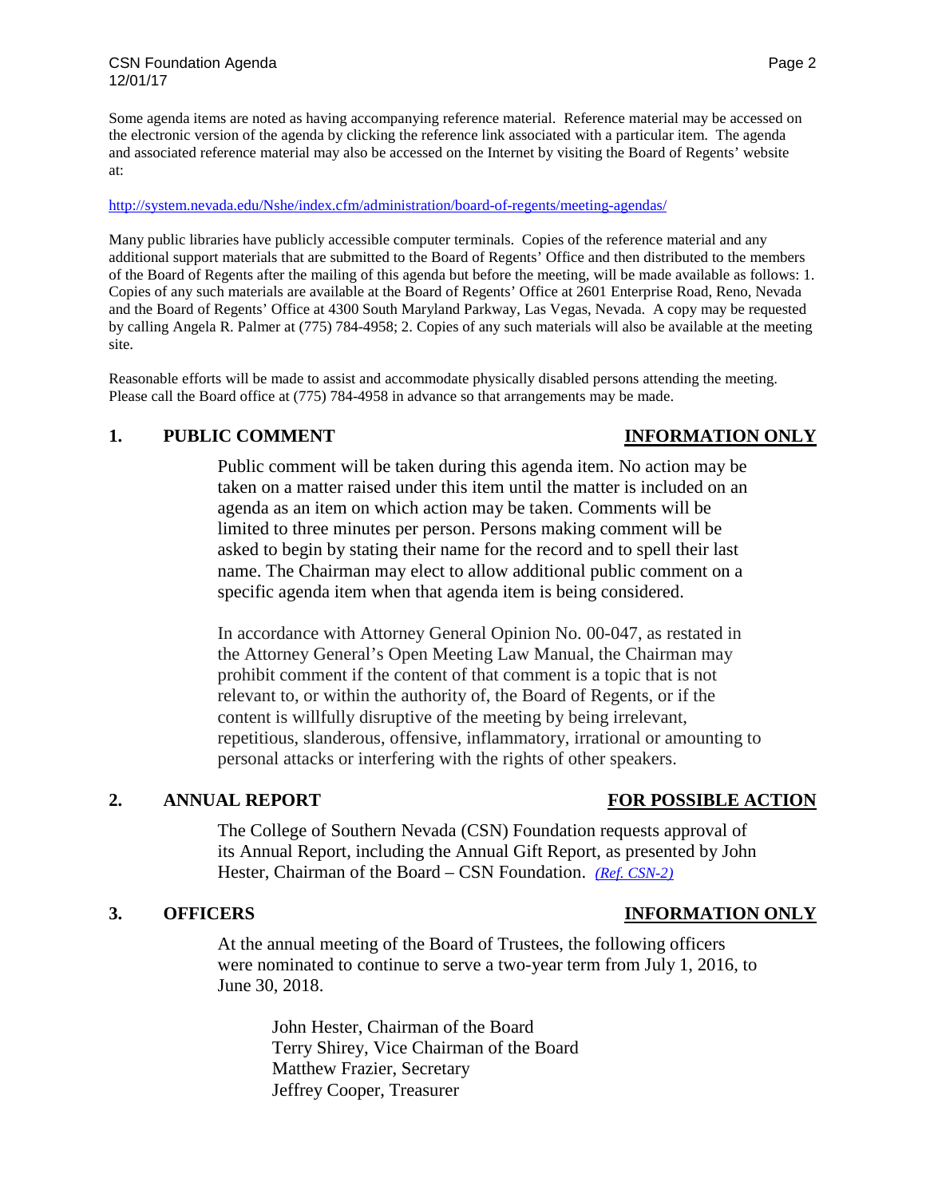Some agenda items are noted as having accompanying reference material. Reference material may be accessed on the electronic version of the agenda by clicking the reference link associated with a particular item. The agenda and associated reference material may also be accessed on the Internet by visiting the Board of Regents' website at:

http://system.nevada.edu/Nshe/index.cfm/administration/board-of-regents/meeting-agendas/

Many public libraries have publicly accessible computer terminals. Copies of the reference material and any additional support materials that are submitted to the Board of Regents' Office and then distributed to the members of the Board of Regents after the mailing of this agenda but before the meeting, will be made available as follows: 1. Copies of any such materials are available at the Board of Regents' Office at 2601 Enterprise Road, Reno, Nevada and the Board of Regents' Office at 4300 South Maryland Parkway, Las Vegas, Nevada. A copy may be requested by calling Angela R. Palmer at (775) 784-4958; 2. Copies of any such materials will also be available at the meeting site.

Reasonable efforts will be made to assist and accommodate physically disabled persons attending the meeting. Please call the Board office at (775) 784-4958 in advance so that arrangements may be made.

## 1. PUBLIC COMMENT — INFORMATION ONLY

Public comment will be taken during this agenda item. No action may be taken on a matter raised under this item until the matter is included on an agenda as an item on which action may be taken. Comments will be limited to three minutes per person. Persons making comment will be asked to begin by stating their name for the record and to spell their last name. The Chairman may elect to allow additional public comment on a specific agenda item when that agenda item is being considered.

In accordance with Attorney General Opinion No. 00-047, as restated in the Attorney General's Open Meeting Law Manual, the Chairman may prohibit comment if the content of that comment is a topic that is not relevant to, or within the authority of, the Board of Regents, or if the content is willfully disruptive of the meeting by being irrelevant, repetitious, slanderous, offensive, inflammatory, irrational or amounting to personal attacks or interfering with the rights of other speakers.

## 2. ANNUAL REPORT — FOR POSSIBLE ACTION

The College of Southern Nevada (CSN) Foundation requests approval of its Annual Report, including the Annual Gift Report, as presented by John Hester, Chairman of the Board – CSN Foundation. *(Ref. CSN-2)*

## 3. OFFICERS — INFORMATION ONLY

At the annual meeting of the Board of Trustees, the following officers were nominated to continue to serve a two-year term from July 1, 2016, to June 30, 2018.

John Hester, Chairman of the Board
Terry Shirey, Vice Chairman of the Board
Matthew Frazier, Secretary
Jeffrey Cooper, Treasurer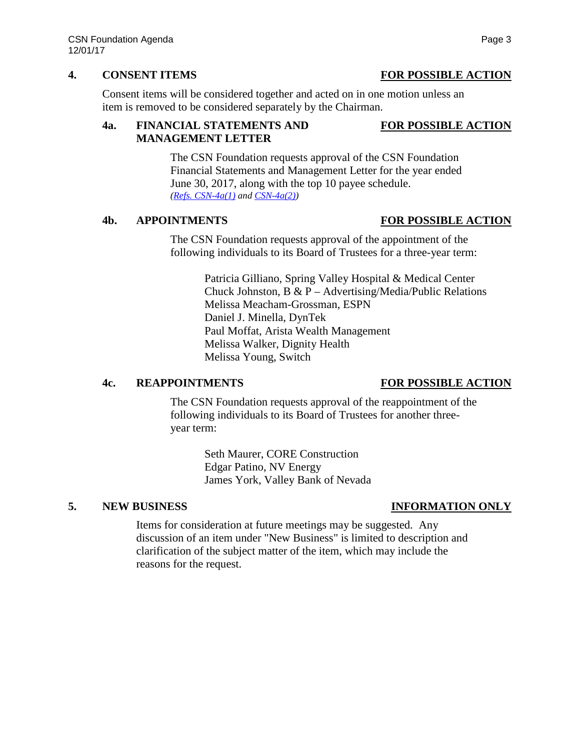## 4. CONSENT ITEMS — FOR POSSIBLE ACTION

Consent items will be considered together and acted on in one motion unless an item is removed to be considered separately by the Chairman.

### 4a. FINANCIAL STATEMENTS AND MANAGEMENT LETTER — FOR POSSIBLE ACTION

The CSN Foundation requests approval of the CSN Foundation Financial Statements and Management Letter for the year ended June 30, 2017, along with the top 10 payee schedule.
*(Refs. CSN-4a(1) and CSN-4a(2))*

### 4b. APPOINTMENTS — FOR POSSIBLE ACTION

The CSN Foundation requests approval of the appointment of the following individuals to its Board of Trustees for a three-year term:

Patricia Gilliano, Spring Valley Hospital & Medical Center
Chuck Johnston, B & P – Advertising/Media/Public Relations
Melissa Meacham-Grossman, ESPN
Daniel J. Minella, DynTek
Paul Moffat, Arista Wealth Management
Melissa Walker, Dignity Health
Melissa Young, Switch

### 4c. REAPPOINTMENTS — FOR POSSIBLE ACTION

The CSN Foundation requests approval of the reappointment of the following individuals to its Board of Trustees for another three-year term:

Seth Maurer, CORE Construction
Edgar Patino, NV Energy
James York, Valley Bank of Nevada

## 5. NEW BUSINESS — INFORMATION ONLY

Items for consideration at future meetings may be suggested. Any discussion of an item under "New Business" is limited to description and clarification of the subject matter of the item, which may include the reasons for the request.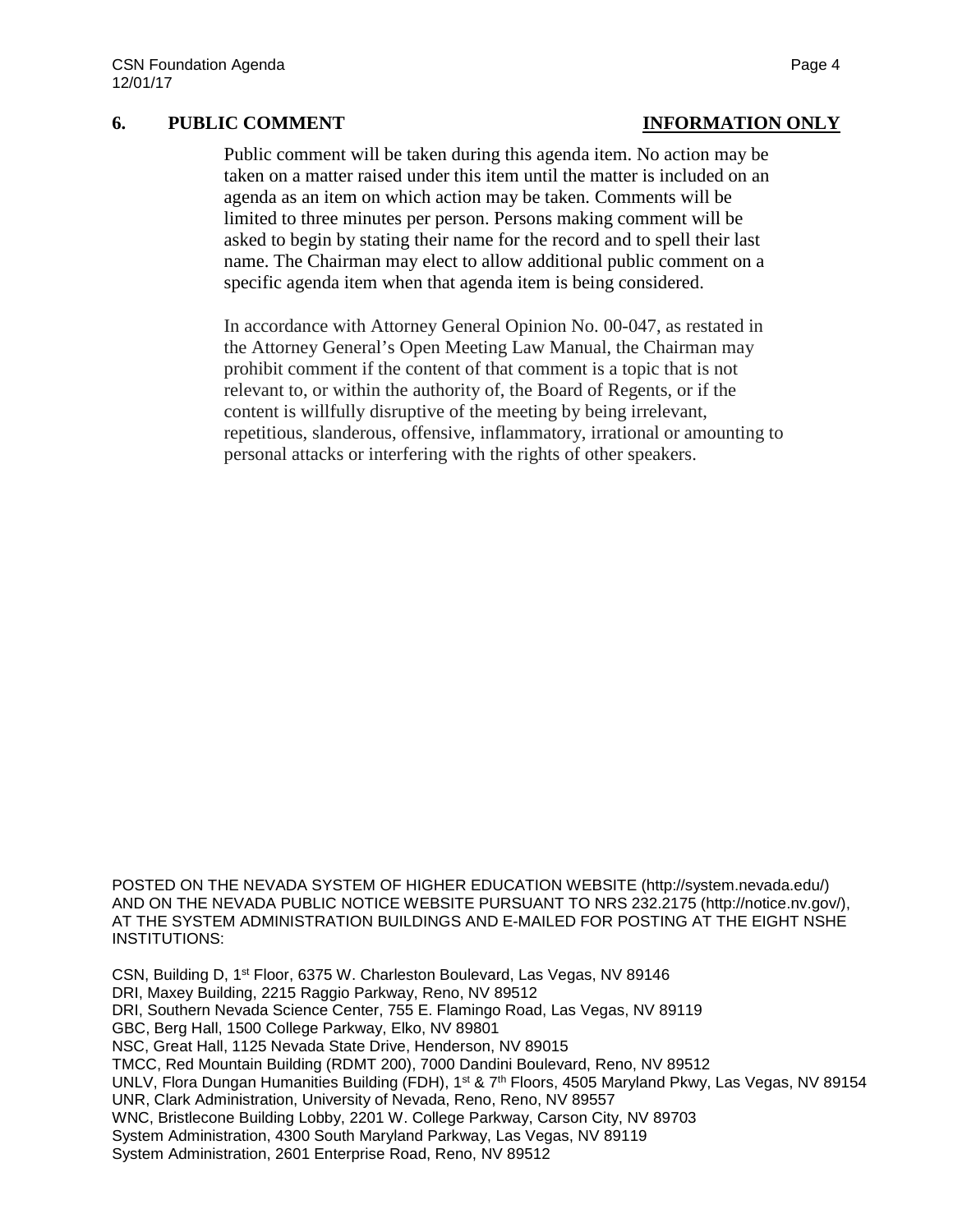**6. PUBLIC COMMENT** **INFORMATION ONLY**

Public comment will be taken during this agenda item. No action may be taken on a matter raised under this item until the matter is included on an agenda as an item on which action may be taken. Comments will be limited to three minutes per person. Persons making comment will be asked to begin by stating their name for the record and to spell their last name. The Chairman may elect to allow additional public comment on a specific agenda item when that agenda item is being considered.

In accordance with Attorney General Opinion No. 00-047, as restated in the Attorney General's Open Meeting Law Manual, the Chairman may prohibit comment if the content of that comment is a topic that is not relevant to, or within the authority of, the Board of Regents, or if the content is willfully disruptive of the meeting by being irrelevant, repetitious, slanderous, offensive, inflammatory, irrational or amounting to personal attacks or interfering with the rights of other speakers.

POSTED ON THE NEVADA SYSTEM OF HIGHER EDUCATION WEBSITE (http://system.nevada.edu/) AND ON THE NEVADA PUBLIC NOTICE WEBSITE PURSUANT TO NRS 232.2175 (http://notice.nv.gov/), AT THE SYSTEM ADMINISTRATION BUILDINGS AND E-MAILED FOR POSTING AT THE EIGHT NSHE INSTITUTIONS:

CSN, Building D, 1st Floor, 6375 W. Charleston Boulevard, Las Vegas, NV 89146
DRI, Maxey Building, 2215 Raggio Parkway, Reno, NV 89512
DRI, Southern Nevada Science Center, 755 E. Flamingo Road, Las Vegas, NV 89119
GBC, Berg Hall, 1500 College Parkway, Elko, NV 89801
NSC, Great Hall, 1125 Nevada State Drive, Henderson, NV 89015
TMCC, Red Mountain Building (RDMT 200), 7000 Dandini Boulevard, Reno, NV 89512
UNLV, Flora Dungan Humanities Building (FDH), 1st & 7th Floors, 4505 Maryland Pkwy, Las Vegas, NV 89154
UNR, Clark Administration, University of Nevada, Reno, Reno, NV 89557
WNC, Bristlecone Building Lobby, 2201 W. College Parkway, Carson City, NV 89703
System Administration, 4300 South Maryland Parkway, Las Vegas, NV 89119
System Administration, 2601 Enterprise Road, Reno, NV 89512